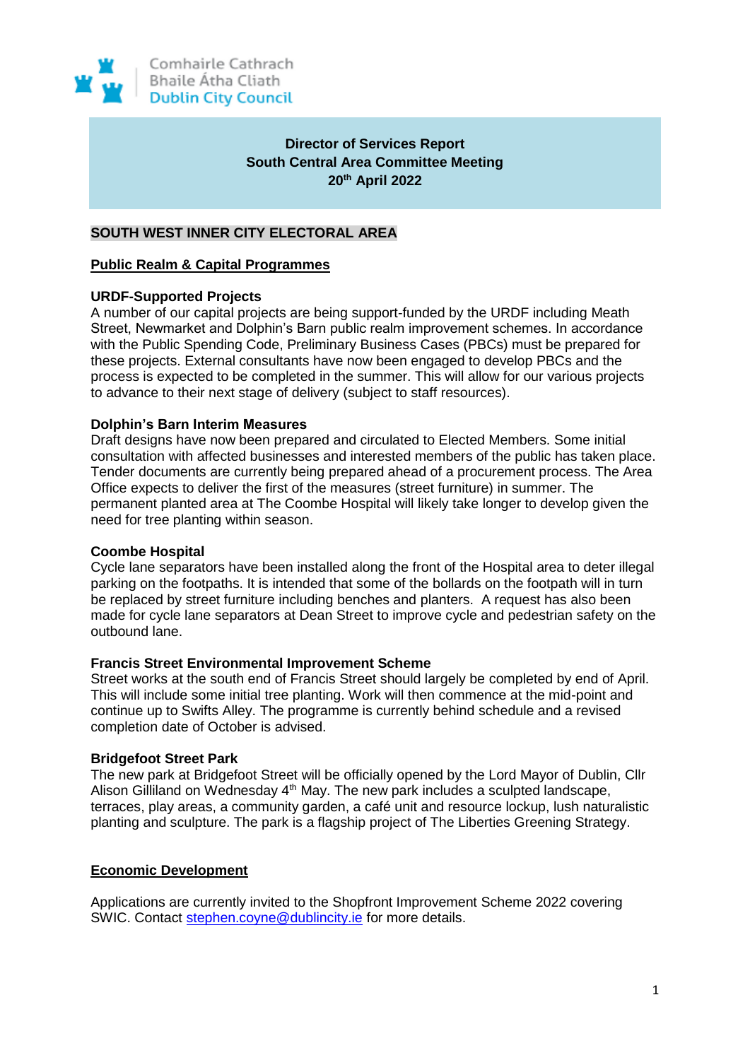Comhairle Cathrach
Bhaile Átha Cliath
Dublin City Council

**Director of Services Report**
**South Central Area Committee Meeting**
**20th April 2022**

# SOUTH WEST INNER CITY ELECTORAL AREA

## Public Realm & Capital Programmes

### URDF-Supported Projects

A number of our capital projects are being support-funded by the URDF including Meath Street, Newmarket and Dolphin's Barn public realm improvement schemes. In accordance with the Public Spending Code, Preliminary Business Cases (PBCs) must be prepared for these projects. External consultants have now been engaged to develop PBCs and the process is expected to be completed in the summer. This will allow for our various projects to advance to their next stage of delivery (subject to staff resources).

### Dolphin's Barn Interim Measures

Draft designs have now been prepared and circulated to Elected Members. Some initial consultation with affected businesses and interested members of the public has taken place. Tender documents are currently being prepared ahead of a procurement process. The Area Office expects to deliver the first of the measures (street furniture) in summer. The permanent planted area at The Coombe Hospital will likely take longer to develop given the need for tree planting within season.

### Coombe Hospital

Cycle lane separators have been installed along the front of the Hospital area to deter illegal parking on the footpaths. It is intended that some of the bollards on the footpath will in turn be replaced by street furniture including benches and planters. A request has also been made for cycle lane separators at Dean Street to improve cycle and pedestrian safety on the outbound lane.

### Francis Street Environmental Improvement Scheme

Street works at the south end of Francis Street should largely be completed by end of April. This will include some initial tree planting. Work will then commence at the mid-point and continue up to Swifts Alley. The programme is currently behind schedule and a revised completion date of October is advised.

### Bridgefoot Street Park

The new park at Bridgefoot Street will be officially opened by the Lord Mayor of Dublin, Cllr Alison Gilliland on Wednesday 4th May. The new park includes a sculpted landscape, terraces, play areas, a community garden, a café unit and resource lockup, lush naturalistic planting and sculpture. The park is a flagship project of The Liberties Greening Strategy.

## Economic Development

Applications are currently invited to the Shopfront Improvement Scheme 2022 covering SWIC. Contact stephen.coyne@dublincity.ie for more details.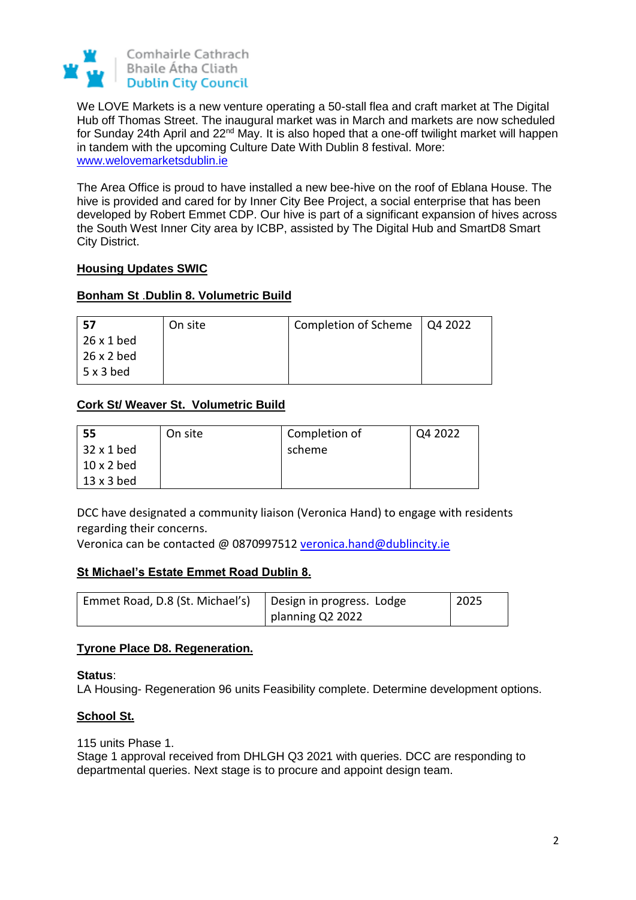We LOVE Markets is a new venture operating a 50-stall flea and craft market at The Digital Hub off Thomas Street. The inaugural market was in March and markets are now scheduled for Sunday 24th April and 22nd May. It is also hoped that a one-off twilight market will happen in tandem with the upcoming Culture Date With Dublin 8 festival. More: www.welovemarketsdublin.ie

The Area Office is proud to have installed a new bee-hive on the roof of Eblana House. The hive is provided and cared for by Inner City Bee Project, a social enterprise that has been developed by Robert Emmet CDP. Our hive is part of a significant expansion of hives across the South West Inner City area by ICBP, assisted by The Digital Hub and SmartD8 Smart City District.

**Housing Updates SWIC**

**Bonham St .Dublin 8. Volumetric Build**

| **57**<br>26 x 1 bed<br>26 x 2 bed<br>5 x 3 bed | On site | Completion of Scheme | Q4 2022 |
|---|---|---|---|

**Cork St/ Weaver St. Volumetric Build**

| **55**<br>32 x 1 bed<br>10 x 2 bed<br>13 x 3 bed | On site | Completion of scheme | Q4 2022 |
|---|---|---|---|

DCC have designated a community liaison (Veronica Hand) to engage with residents regarding their concerns.
Veronica can be contacted @ 0870997512 veronica.hand@dublincity.ie

**St Michael's Estate Emmet Road Dublin 8.**

| Emmet Road, D.8 (St. Michael's) | Design in progress. Lodge planning Q2 2022 | 2025 |
|---|---|---|

**Tyrone Place D8. Regeneration.**

**Status**:
LA Housing- Regeneration 96 units Feasibility complete. Determine development options.

**School St.**

115 units Phase 1.
Stage 1 approval received from DHLGH Q3 2021 with queries. DCC are responding to departmental queries. Next stage is to procure and appoint design team.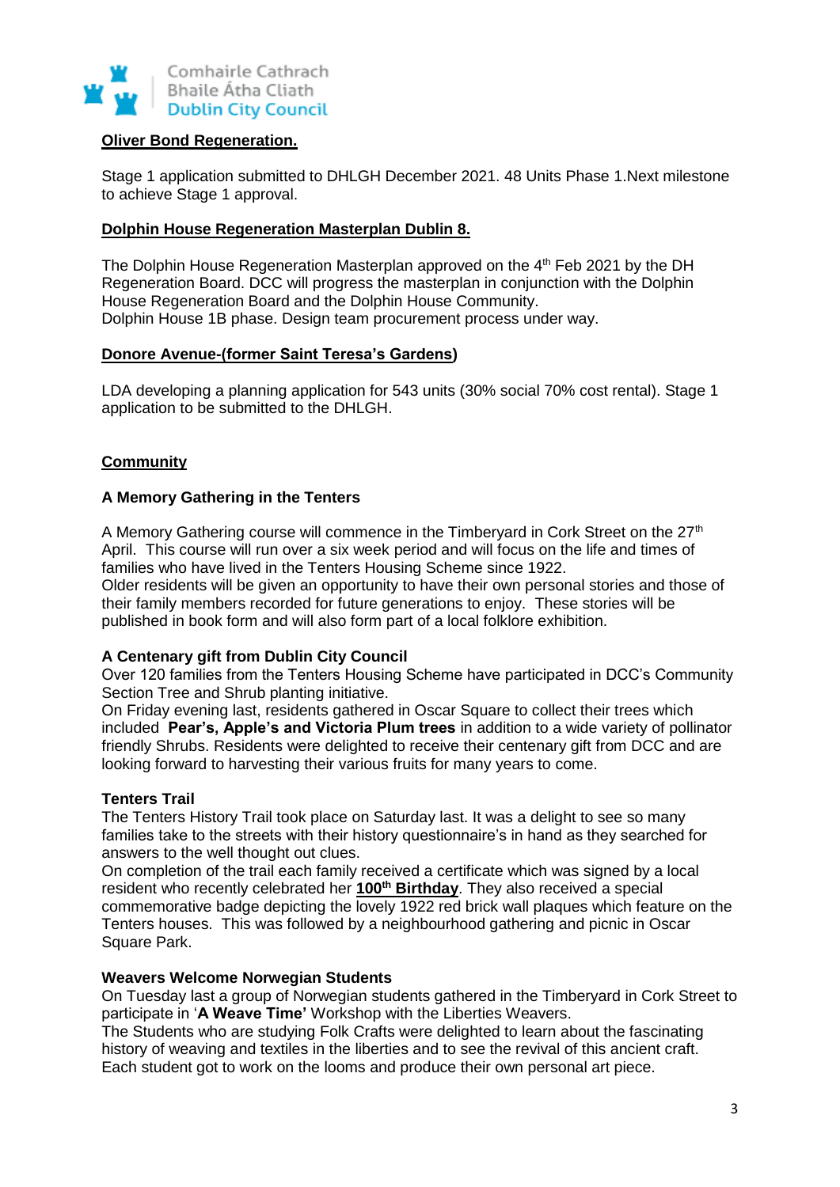**<u>Oliver Bond Regeneration.</u>**

Stage 1 application submitted to DHLGH December 2021. 48 Units Phase 1.Next milestone to achieve Stage 1 approval.

**<u>Dolphin House Regeneration Masterplan Dublin 8.</u>**

The Dolphin House Regeneration Masterplan approved on the 4th Feb 2021 by the DH Regeneration Board. DCC will progress the masterplan in conjunction with the Dolphin House Regeneration Board and the Dolphin House Community.
Dolphin House 1B phase. Design team procurement process under way.

**<u>Donore Avenue-(former Saint Teresa's Gardens</u>)**

LDA developing a planning application for 543 units (30% social 70% cost rental). Stage 1 application to be submitted to the DHLGH.

**<u>Community</u>**

**A Memory Gathering in the Tenters**

A Memory Gathering course will commence in the Timberyard in Cork Street on the 27th April. This course will run over a six week period and will focus on the life and times of families who have lived in the Tenters Housing Scheme since 1922.
Older residents will be given an opportunity to have their own personal stories and those of their family members recorded for future generations to enjoy. These stories will be published in book form and will also form part of a local folklore exhibition.

**A Centenary gift from Dublin City Council**
Over 120 families from the Tenters Housing Scheme have participated in DCC's Community Section Tree and Shrub planting initiative.
On Friday evening last, residents gathered in Oscar Square to collect their trees which included **Pear's, Apple's and Victoria Plum trees** in addition to a wide variety of pollinator friendly Shrubs. Residents were delighted to receive their centenary gift from DCC and are looking forward to harvesting their various fruits for many years to come.

**Tenters Trail**
The Tenters History Trail took place on Saturday last. It was a delight to see so many families take to the streets with their history questionnaire's in hand as they searched for answers to the well thought out clues.
On completion of the trail each family received a certificate which was signed by a local resident who recently celebrated her **<u>100th Birthday</u>**. They also received a special commemorative badge depicting the lovely 1922 red brick wall plaques which feature on the Tenters houses. This was followed by a neighbourhood gathering and picnic in Oscar Square Park.

**Weavers Welcome Norwegian Students**
On Tuesday last a group of Norwegian students gathered in the Timberyard in Cork Street to participate in '**A Weave Time'** Workshop with the Liberties Weavers.
The Students who are studying Folk Crafts were delighted to learn about the fascinating history of weaving and textiles in the liberties and to see the revival of this ancient craft. Each student got to work on the looms and produce their own personal art piece.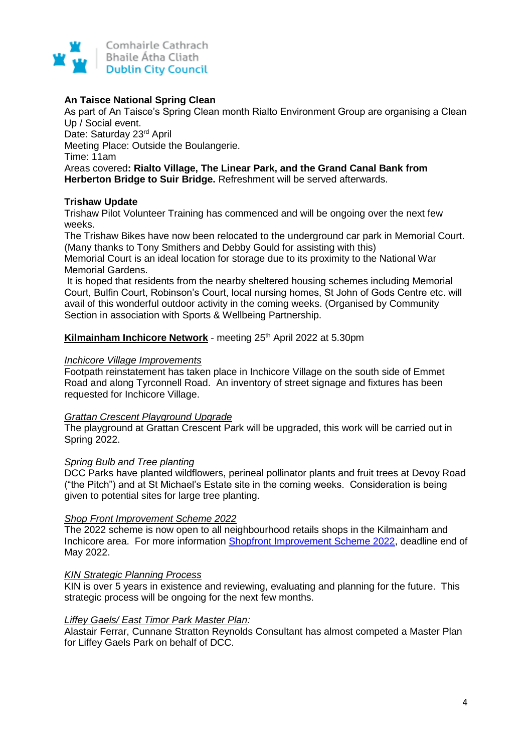**An Taisce National Spring Clean**
As part of An Taisce's Spring Clean month Rialto Environment Group are organising a Clean Up / Social event.
Date: Saturday 23rd April
Meeting Place: Outside the Boulangerie.
Time: 11am
Areas covered**: Rialto Village, The Linear Park, and the Grand Canal Bank from Herberton Bridge to Suir Bridge.** Refreshment will be served afterwards.

**Trishaw Update**
Trishaw Pilot Volunteer Training has commenced and will be ongoing over the next few weeks.
The Trishaw Bikes have now been relocated to the underground car park in Memorial Court. (Many thanks to Tony Smithers and Debby Gould for assisting with this)
Memorial Court is an ideal location for storage due to its proximity to the National War Memorial Gardens.
It is hoped that residents from the nearby sheltered housing schemes including Memorial Court, Bulfin Court, Robinson's Court, local nursing homes, St John of Gods Centre etc. will avail of this wonderful outdoor activity in the coming weeks. (Organised by Community Section in association with Sports & Wellbeing Partnership.

**Kilmainham Inchicore Network** - meeting 25th April 2022 at 5.30pm

*Inchicore Village Improvements*
Footpath reinstatement has taken place in Inchicore Village on the south side of Emmet Road and along Tyrconnell Road. An inventory of street signage and fixtures has been requested for Inchicore Village.

*Grattan Crescent Playground Upgrade*
The playground at Grattan Crescent Park will be upgraded, this work will be carried out in Spring 2022.

*Spring Bulb and Tree planting*
DCC Parks have planted wildflowers, perineal pollinator plants and fruit trees at Devoy Road ("the Pitch") and at St Michael's Estate site in the coming weeks. Consideration is being given to potential sites for large tree planting.

*Shop Front Improvement Scheme 2022*
The 2022 scheme is now open to all neighbourhood retails shops in the Kilmainham and Inchicore area. For more information Shopfront Improvement Scheme 2022, deadline end of May 2022.

*KIN Strategic Planning Process*
KIN is over 5 years in existence and reviewing, evaluating and planning for the future. This strategic process will be ongoing for the next few months.

*Liffey Gaels/ East Timor Park Master Plan:*
Alastair Ferrar, Cunnane Stratton Reynolds Consultant has almost competed a Master Plan for Liffey Gaels Park on behalf of DCC.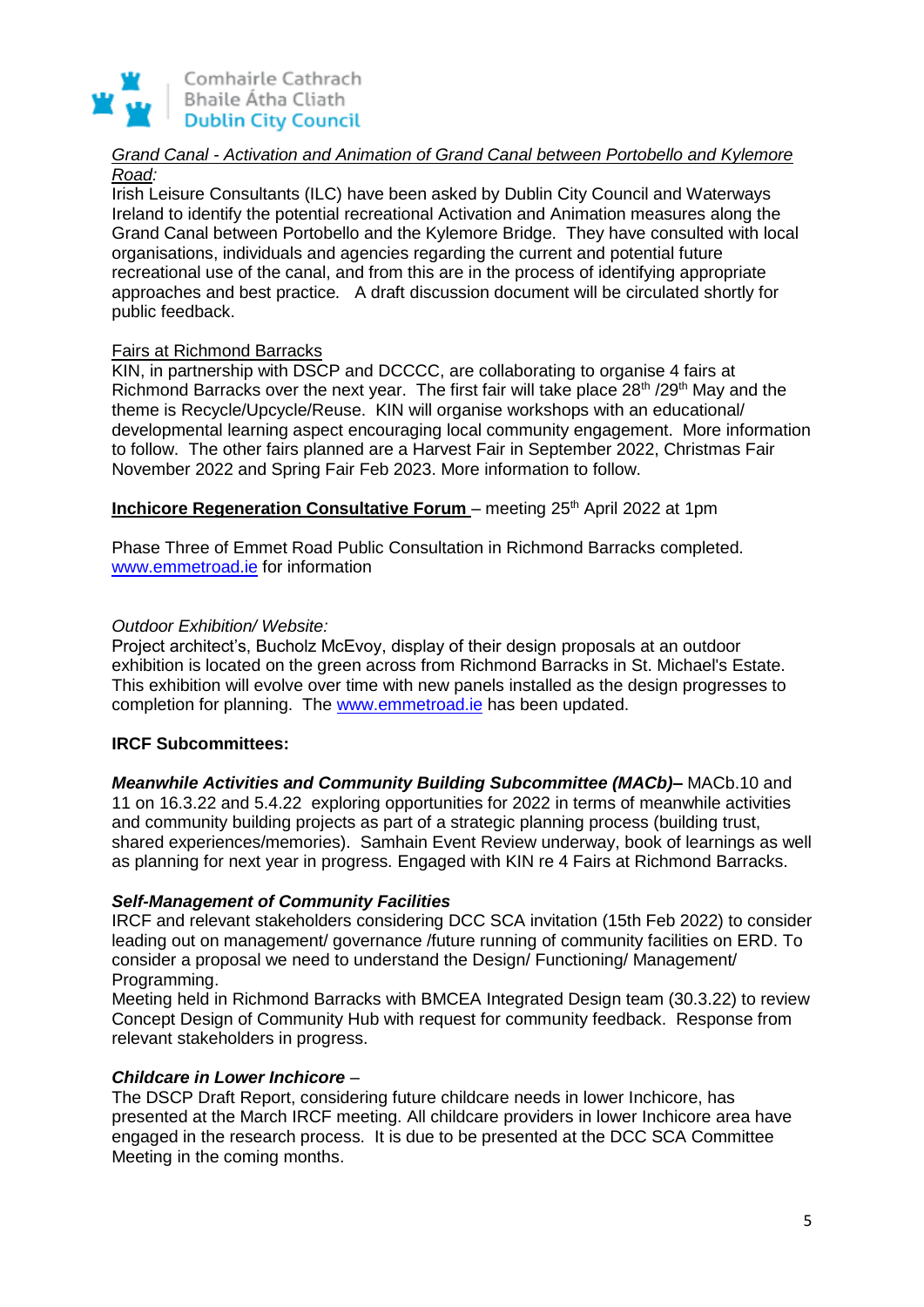*Grand Canal - Activation and Animation of Grand Canal between Portobello and Kylemore Road:*

Irish Leisure Consultants (ILC) have been asked by Dublin City Council and Waterways Ireland to identify the potential recreational Activation and Animation measures along the Grand Canal between Portobello and the Kylemore Bridge. They have consulted with local organisations, individuals and agencies regarding the current and potential future recreational use of the canal, and from this are in the process of identifying appropriate approaches and best practice. A draft discussion document will be circulated shortly for public feedback.

Fairs at Richmond Barracks

KIN, in partnership with DSCP and DCCCC, are collaborating to organise 4 fairs at Richmond Barracks over the next year. The first fair will take place 28th /29th May and the theme is Recycle/Upcycle/Reuse. KIN will organise workshops with an educational/ developmental learning aspect encouraging local community engagement. More information to follow. The other fairs planned are a Harvest Fair in September 2022, Christmas Fair November 2022 and Spring Fair Feb 2023. More information to follow.

**Inchicore Regeneration Consultative Forum** – meeting 25th April 2022 at 1pm

Phase Three of Emmet Road Public Consultation in Richmond Barracks completed. www.emmetroad.ie for information

*Outdoor Exhibition/ Website:*

Project architect's, Bucholz McEvoy, display of their design proposals at an outdoor exhibition is located on the green across from Richmond Barracks in St. Michael's Estate. This exhibition will evolve over time with new panels installed as the design progresses to completion for planning. The www.emmetroad.ie has been updated.

**IRCF Subcommittees:**

***Meanwhile Activities and Community Building Subcommittee (MACb)–*** MACb.10 and 11 on 16.3.22 and 5.4.22 exploring opportunities for 2022 in terms of meanwhile activities and community building projects as part of a strategic planning process (building trust, shared experiences/memories). Samhain Event Review underway, book of learnings as well as planning for next year in progress. Engaged with KIN re 4 Fairs at Richmond Barracks.

***Self-Management of Community Facilities***

IRCF and relevant stakeholders considering DCC SCA invitation (15th Feb 2022) to consider leading out on management/ governance /future running of community facilities on ERD. To consider a proposal we need to understand the Design/ Functioning/ Management/ Programming.

Meeting held in Richmond Barracks with BMCEA Integrated Design team (30.3.22) to review Concept Design of Community Hub with request for community feedback. Response from relevant stakeholders in progress.

***Childcare in Lower Inchicore*** –

The DSCP Draft Report, considering future childcare needs in lower Inchicore, has presented at the March IRCF meeting. All childcare providers in lower Inchicore area have engaged in the research process. It is due to be presented at the DCC SCA Committee Meeting in the coming months.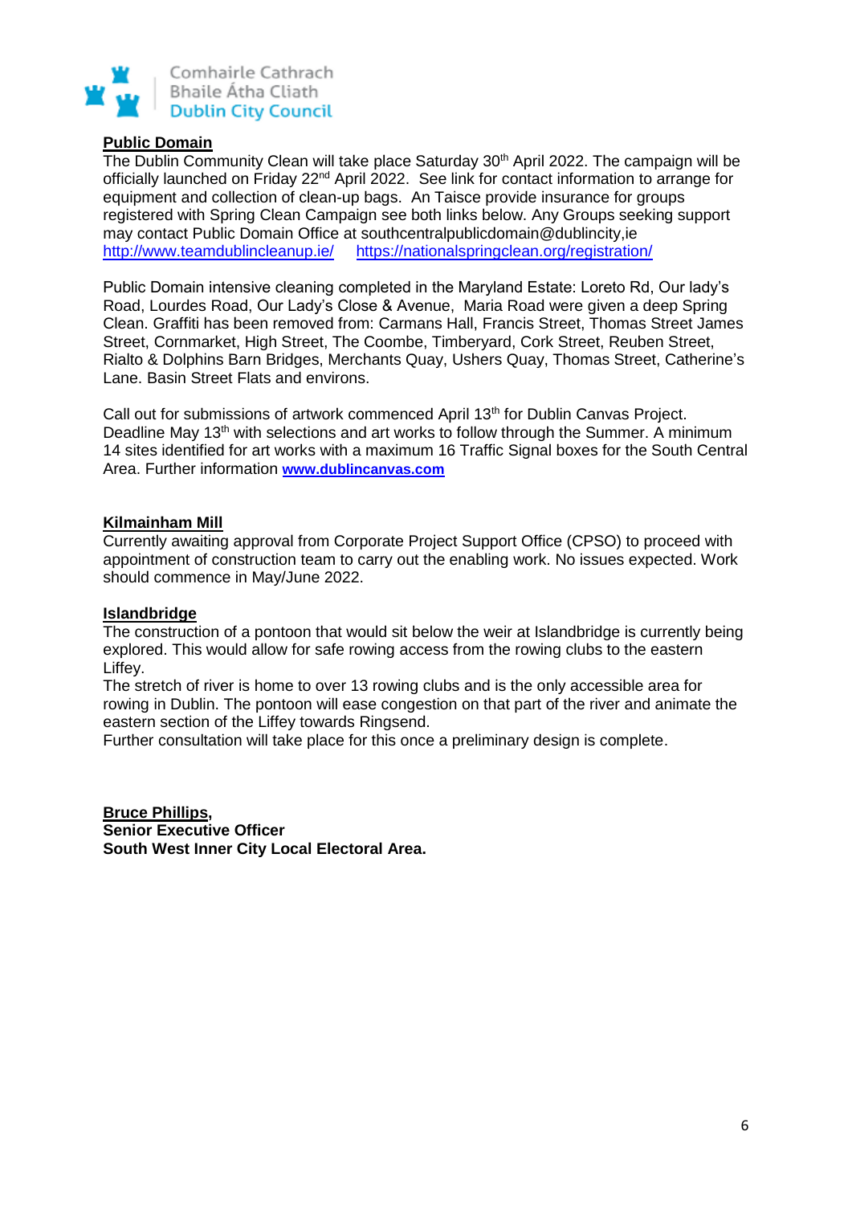Comhairle Cathrach Bhaile Átha Cliath
Dublin City Council

**Public Domain**

The Dublin Community Clean will take place Saturday 30th April 2022. The campaign will be officially launched on Friday 22nd April 2022. See link for contact information to arrange for equipment and collection of clean-up bags. An Taisce provide insurance for groups registered with Spring Clean Campaign see both links below. Any Groups seeking support may contact Public Domain Office at southcentralpublicdomain@dublincity,ie
http://www.teamdublincleanup.ie/ https://nationalspringclean.org/registration/

Public Domain intensive cleaning completed in the Maryland Estate: Loreto Rd, Our lady's Road, Lourdes Road, Our Lady's Close & Avenue, Maria Road were given a deep Spring Clean. Graffiti has been removed from: Carmans Hall, Francis Street, Thomas Street James Street, Cornmarket, High Street, The Coombe, Timberyard, Cork Street, Reuben Street, Rialto & Dolphins Barn Bridges, Merchants Quay, Ushers Quay, Thomas Street, Catherine's Lane. Basin Street Flats and environs.

Call out for submissions of artwork commenced April 13th for Dublin Canvas Project. Deadline May 13th with selections and art works to follow through the Summer. A minimum 14 sites identified for art works with a maximum 16 Traffic Signal boxes for the South Central Area. Further information **www.dublincanvas.com**

**Kilmainham Mill**

Currently awaiting approval from Corporate Project Support Office (CPSO) to proceed with appointment of construction team to carry out the enabling work. No issues expected. Work should commence in May/June 2022.

**Islandbridge**

The construction of a pontoon that would sit below the weir at Islandbridge is currently being explored. This would allow for safe rowing access from the rowing clubs to the eastern Liffey.
The stretch of river is home to over 13 rowing clubs and is the only accessible area for rowing in Dublin. The pontoon will ease congestion on that part of the river and animate the eastern section of the Liffey towards Ringsend.
Further consultation will take place for this once a preliminary design is complete.

**Bruce Phillips,**
**Senior Executive Officer**
**South West Inner City Local Electoral Area.**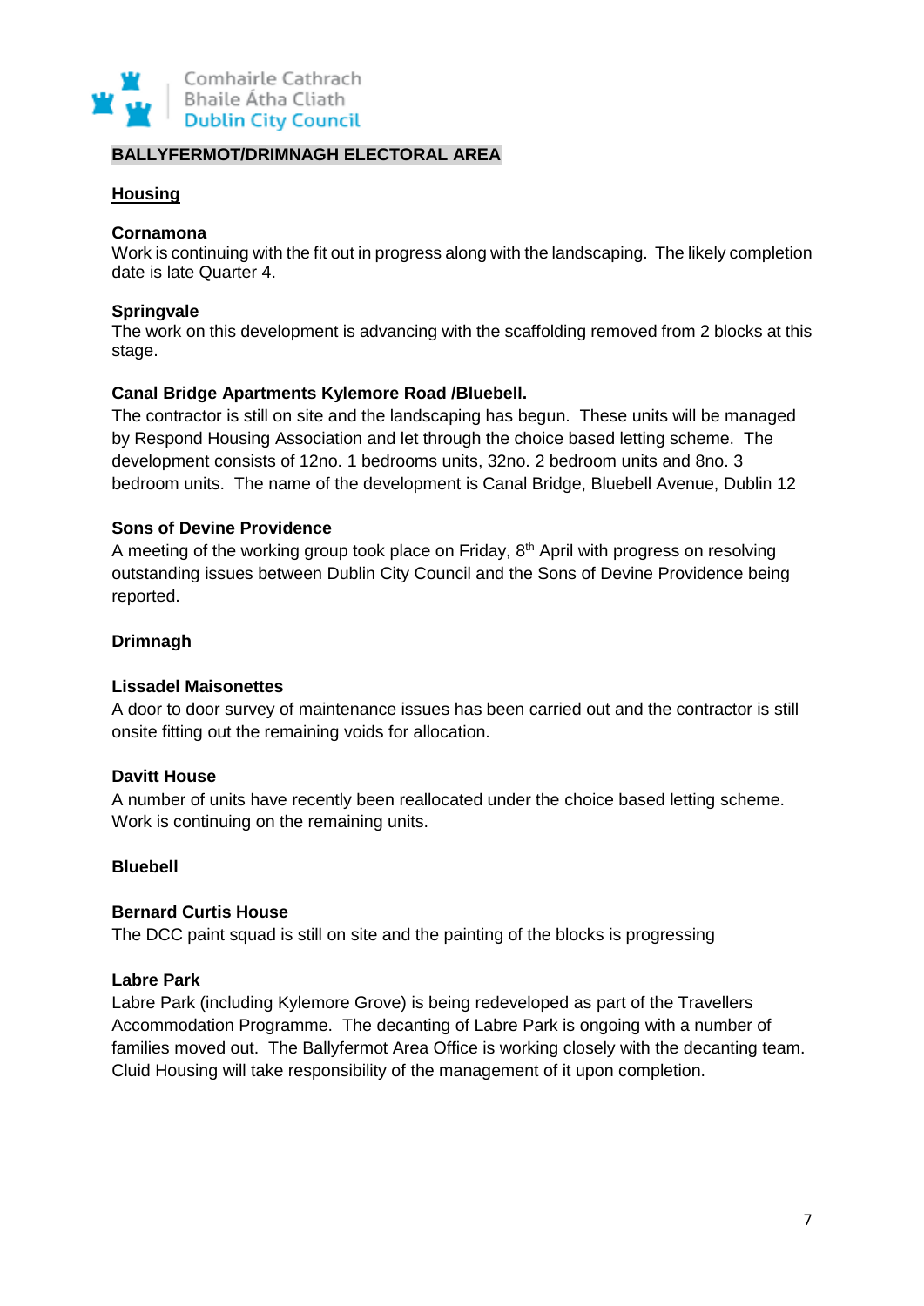Comhairle Cathrach
Bhaile Átha Cliath
Dublin City Council

## BALLYFERMOT/DRIMNAGH ELECTORAL AREA

### Housing

**Cornamona**
Work is continuing with the fit out in progress along with the landscaping. The likely completion date is late Quarter 4.

**Springvale**
The work on this development is advancing with the scaffolding removed from 2 blocks at this stage.

**Canal Bridge Apartments Kylemore Road /Bluebell.**
The contractor is still on site and the landscaping has begun. These units will be managed by Respond Housing Association and let through the choice based letting scheme. The development consists of 12no. 1 bedrooms units, 32no. 2 bedroom units and 8no. 3 bedroom units. The name of the development is Canal Bridge, Bluebell Avenue, Dublin 12

**Sons of Devine Providence**
A meeting of the working group took place on Friday, 8th April with progress on resolving outstanding issues between Dublin City Council and the Sons of Devine Providence being reported.

**Drimnagh**

**Lissadel Maisonettes**
A door to door survey of maintenance issues has been carried out and the contractor is still onsite fitting out the remaining voids for allocation.

**Davitt House**
A number of units have recently been reallocated under the choice based letting scheme. Work is continuing on the remaining units.

**Bluebell**

**Bernard Curtis House**
The DCC paint squad is still on site and the painting of the blocks is progressing

**Labre Park**
Labre Park (including Kylemore Grove) is being redeveloped as part of the Travellers Accommodation Programme. The decanting of Labre Park is ongoing with a number of families moved out. The Ballyfermot Area Office is working closely with the decanting team. Cluid Housing will take responsibility of the management of it upon completion.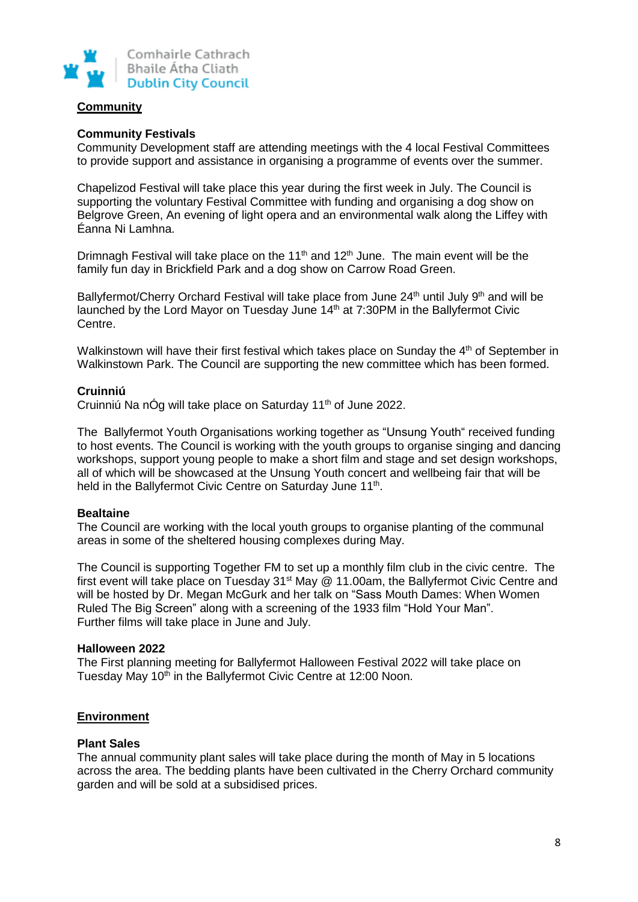## Community

### Community Festivals

Community Development staff are attending meetings with the 4 local Festival Committees to provide support and assistance in organising a programme of events over the summer.

Chapelizod Festival will take place this year during the first week in July. The Council is supporting the voluntary Festival Committee with funding and organising a dog show on Belgrove Green, An evening of light opera and an environmental walk along the Liffey with Éanna Ni Lamhna.

Drimnagh Festival will take place on the 11th and 12th June. The main event will be the family fun day in Brickfield Park and a dog show on Carrow Road Green.

Ballyfermot/Cherry Orchard Festival will take place from June 24th until July 9th and will be launched by the Lord Mayor on Tuesday June 14th at 7:30PM in the Ballyfermot Civic Centre.

Walkinstown will have their first festival which takes place on Sunday the 4th of September in Walkinstown Park. The Council are supporting the new committee which has been formed.

### Cruinniú

Cruinniú Na nÓg will take place on Saturday 11th of June 2022.

The Ballyfermot Youth Organisations working together as "Unsung Youth" received funding to host events. The Council is working with the youth groups to organise singing and dancing workshops, support young people to make a short film and stage and set design workshops, all of which will be showcased at the Unsung Youth concert and wellbeing fair that will be held in the Ballyfermot Civic Centre on Saturday June 11th.

### Bealtaine

The Council are working with the local youth groups to organise planting of the communal areas in some of the sheltered housing complexes during May.

The Council is supporting Together FM to set up a monthly film club in the civic centre. The first event will take place on Tuesday 31st May @ 11.00am, the Ballyfermot Civic Centre and will be hosted by Dr. Megan McGurk and her talk on "Sass Mouth Dames: When Women Ruled The Big Screen" along with a screening of the 1933 film "Hold Your Man". Further films will take place in June and July.

### Halloween 2022

The First planning meeting for Ballyfermot Halloween Festival 2022 will take place on Tuesday May 10th in the Ballyfermot Civic Centre at 12:00 Noon.

## Environment

### Plant Sales

The annual community plant sales will take place during the month of May in 5 locations across the area. The bedding plants have been cultivated in the Cherry Orchard community garden and will be sold at a subsidised prices.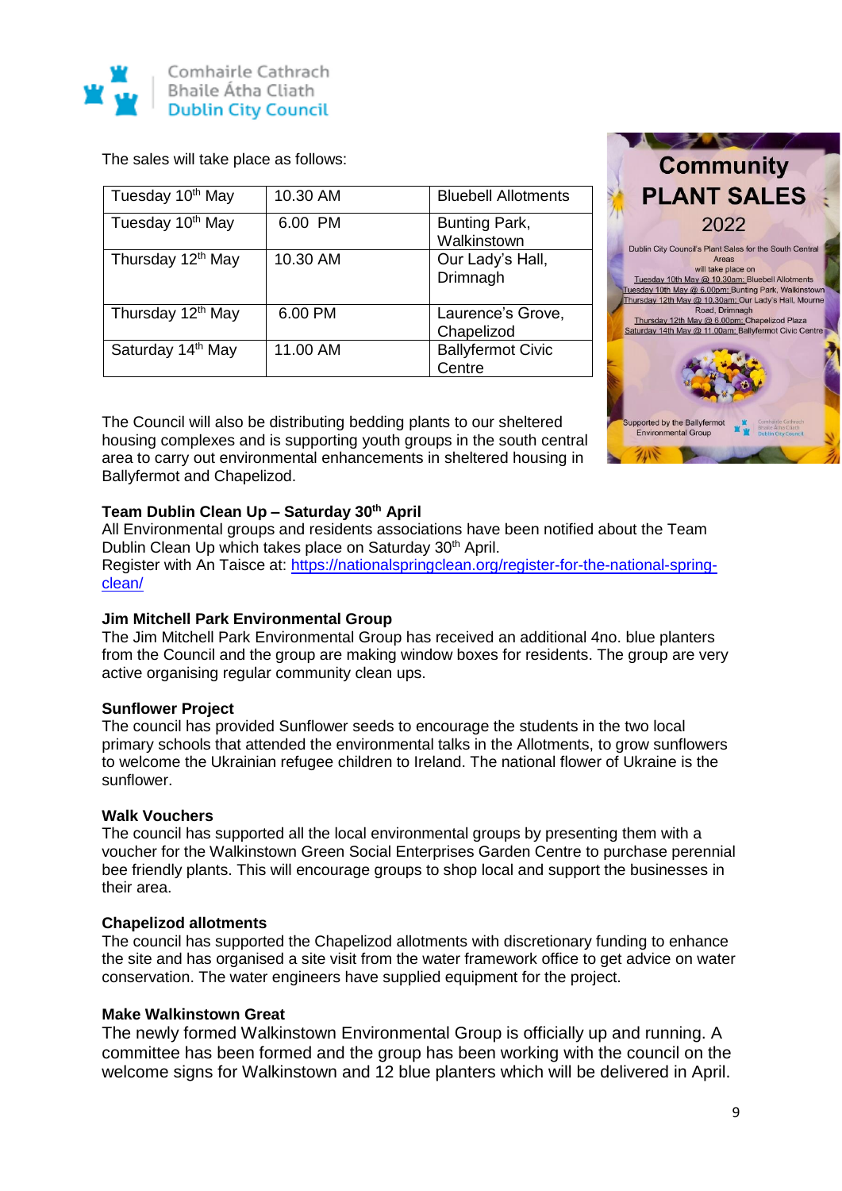The sales will take place as follows:

| Tuesday 10th May | 10.30 AM | Bluebell Allotments |
|---|---|---|
| Tuesday 10th May | 6.00 PM | Bunting Park, Walkinstown |
| Thursday 12th May | 10.30 AM | Our Lady's Hall, Drimnagh |
| Thursday 12th May | 6.00 PM | Laurence's Grove, Chapelizod |
| Saturday 14th May | 11.00 AM | Ballyfermot Civic Centre |

The Council will also be distributing bedding plants to our sheltered housing complexes and is supporting youth groups in the south central area to carry out environmental enhancements in sheltered housing in Ballyfermot and Chapelizod.

**Team Dublin Clean Up – Saturday 30th April**
All Environmental groups and residents associations have been notified about the Team Dublin Clean Up which takes place on Saturday 30th April.
Register with An Taisce at: https://nationalspringclean.org/register-for-the-national-spring-clean/

**Jim Mitchell Park Environmental Group**
The Jim Mitchell Park Environmental Group has received an additional 4no. blue planters from the Council and the group are making window boxes for residents. The group are very active organising regular community clean ups.

**Sunflower Project**
The council has provided Sunflower seeds to encourage the students in the two local primary schools that attended the environmental talks in the Allotments, to grow sunflowers to welcome the Ukrainian refugee children to Ireland. The national flower of Ukraine is the sunflower.

**Walk Vouchers**
The council has supported all the local environmental groups by presenting them with a voucher for the Walkinstown Green Social Enterprises Garden Centre to purchase perennial bee friendly plants. This will encourage groups to shop local and support the businesses in their area.

**Chapelizod allotments**
The council has supported the Chapelizod allotments with discretionary funding to enhance the site and has organised a site visit from the water framework office to get advice on water conservation. The water engineers have supplied equipment for the project.

**Make Walkinstown Great**
The newly formed Walkinstown Environmental Group is officially up and running. A committee has been formed and the group has been working with the council on the welcome signs for Walkinstown and 12 blue planters which will be delivered in April.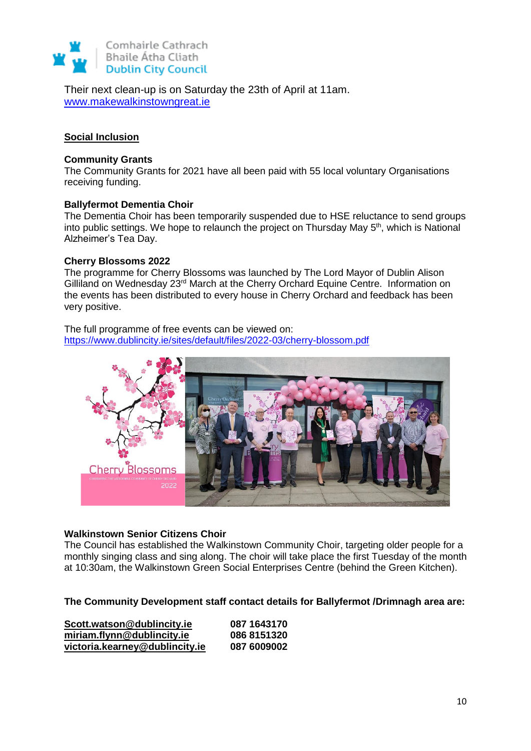Their next clean-up is on Saturday the 23th of April at 11am.
[www.makewalkinstowngreat.ie](http://www.makewalkinstowngreat.ie)

## Social Inclusion

### Community Grants

The Community Grants for 2021 have all been paid with 55 local voluntary Organisations receiving funding.

### Ballyfermot Dementia Choir

The Dementia Choir has been temporarily suspended due to HSE reluctance to send groups into public settings. We hope to relaunch the project on Thursday May 5th, which is National Alzheimer's Tea Day.

### Cherry Blossoms 2022

The programme for Cherry Blossoms was launched by The Lord Mayor of Dublin Alison Gilliland on Wednesday 23rd March at the Cherry Orchard Equine Centre. Information on the events has been distributed to every house in Cherry Orchard and feedback has been very positive.

The full programme of free events can be viewed on:
[https://www.dublincity.ie/sites/default/files/2022-03/cherry-blossom.pdf](https://www.dublincity.ie/sites/default/files/2022-03/cherry-blossom.pdf)

### Walkinstown Senior Citizens Choir

The Council has established the Walkinstown Community Choir, targeting older people for a monthly singing class and sing along. The choir will take place the first Tuesday of the month at 10:30am, the Walkinstown Green Social Enterprises Centre (behind the Green Kitchen).

**The Community Development staff contact details for Ballyfermot /Drimnagh area are:**

| | |
|---|---|
| **Scott.watson@dublincity.ie** | **087 1643170** |
| **miriam.flynn@dublincity.ie** | **086 8151320** |
| **victoria.kearney@dublincity.ie** | **087 6009002** |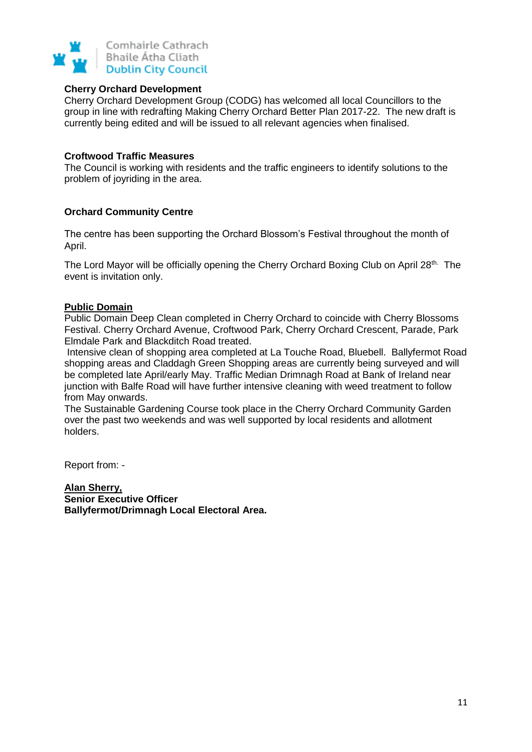Comhairle Cathrach
Bhaile Átha Cliath
Dublin City Council

**Cherry Orchard Development**
Cherry Orchard Development Group (CODG) has welcomed all local Councillors to the group in line with redrafting Making Cherry Orchard Better Plan 2017-22. The new draft is currently being edited and will be issued to all relevant agencies when finalised.

**Croftwood Traffic Measures**
The Council is working with residents and the traffic engineers to identify solutions to the problem of joyriding in the area.

**Orchard Community Centre**

The centre has been supporting the Orchard Blossom's Festival throughout the month of April.

The Lord Mayor will be officially opening the Cherry Orchard Boxing Club on April 28th. The event is invitation only.

**Public Domain**
Public Domain Deep Clean completed in Cherry Orchard to coincide with Cherry Blossoms Festival. Cherry Orchard Avenue, Croftwood Park, Cherry Orchard Crescent, Parade, Park Elmdale Park and Blackditch Road treated.
Intensive clean of shopping area completed at La Touche Road, Bluebell. Ballyfermot Road shopping areas and Claddagh Green Shopping areas are currently being surveyed and will be completed late April/early May. Traffic Median Drimnagh Road at Bank of Ireland near junction with Balfe Road will have further intensive cleaning with weed treatment to follow from May onwards.
The Sustainable Gardening Course took place in the Cherry Orchard Community Garden over the past two weekends and was well supported by local residents and allotment holders.

Report from: -

**Alan Sherry,**
**Senior Executive Officer**
**Ballyfermot/Drimnagh Local Electoral Area.**